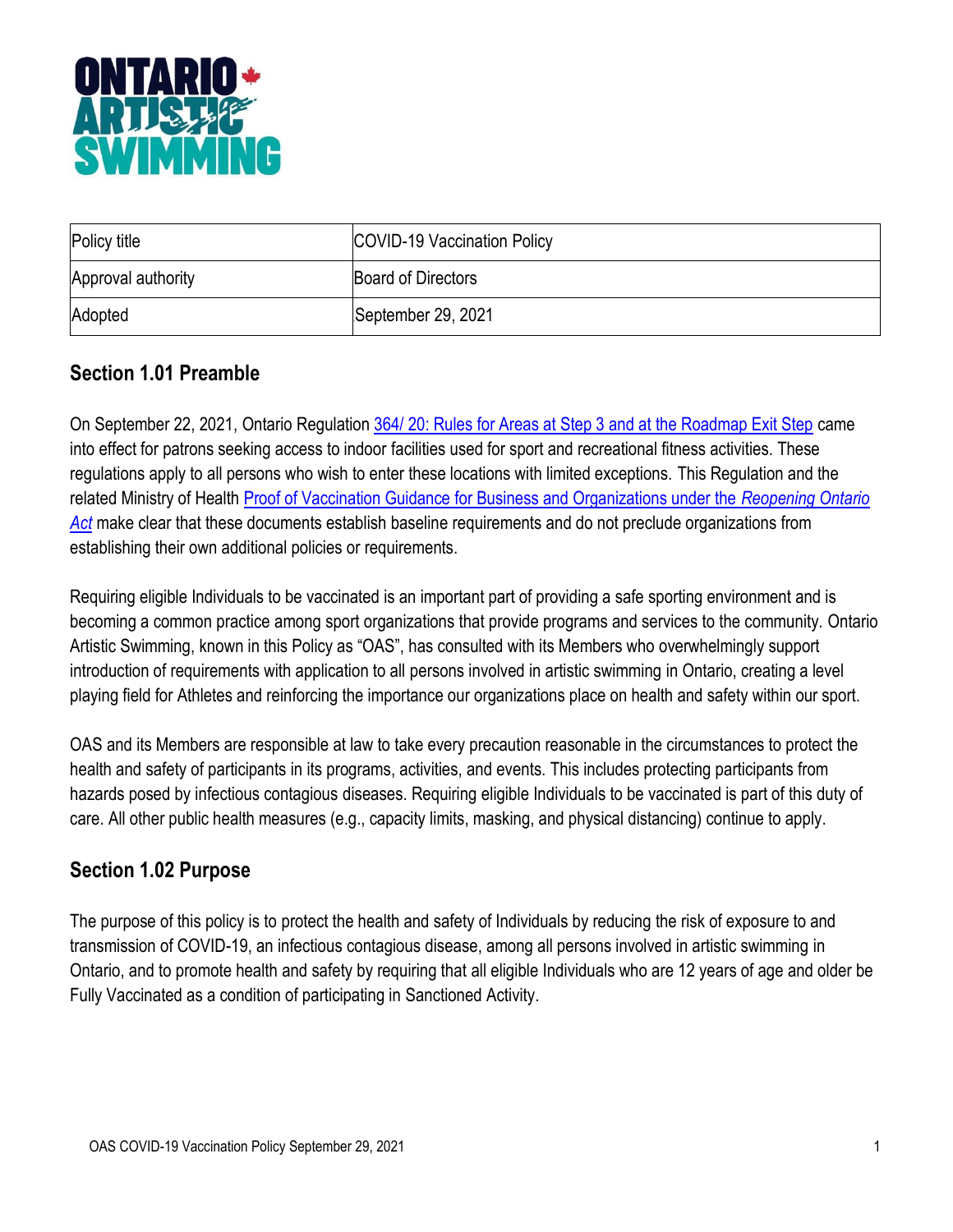| Policy title | COVID-19 Vaccination Policy |
| --- | --- |
| Approval authority | Board of Directors |
| Adopted | September 29, 2021 |

## Section 1.01 Preamble

On September 22, 2021, Ontario Regulation [364/ 20: Rules for Areas at Step 3 and at the Roadmap Exit Step]() came into effect for patrons seeking access to indoor facilities used for sport and recreational fitness activities. These regulations apply to all persons who wish to enter these locations with limited exceptions. This Regulation and the related Ministry of Health [Proof of Vaccination Guidance for Business and Organizations under the *Reopening Ontario Act*]() make clear that these documents establish baseline requirements and do not preclude organizations from establishing their own additional policies or requirements.

Requiring eligible Individuals to be vaccinated is an important part of providing a safe sporting environment and is becoming a common practice among sport organizations that provide programs and services to the community. Ontario Artistic Swimming, known in this Policy as "OAS", has consulted with its Members who overwhelmingly support introduction of requirements with application to all persons involved in artistic swimming in Ontario, creating a level playing field for Athletes and reinforcing the importance our organizations place on health and safety within our sport.

OAS and its Members are responsible at law to take every precaution reasonable in the circumstances to protect the health and safety of participants in its programs, activities, and events. This includes protecting participants from hazards posed by infectious contagious diseases. Requiring eligible Individuals to be vaccinated is part of this duty of care. All other public health measures (e.g., capacity limits, masking, and physical distancing) continue to apply.

## Section 1.02 Purpose

The purpose of this policy is to protect the health and safety of Individuals by reducing the risk of exposure to and transmission of COVID-19, an infectious contagious disease, among all persons involved in artistic swimming in Ontario, and to promote health and safety by requiring that all eligible Individuals who are 12 years of age and older be Fully Vaccinated as a condition of participating in Sanctioned Activity.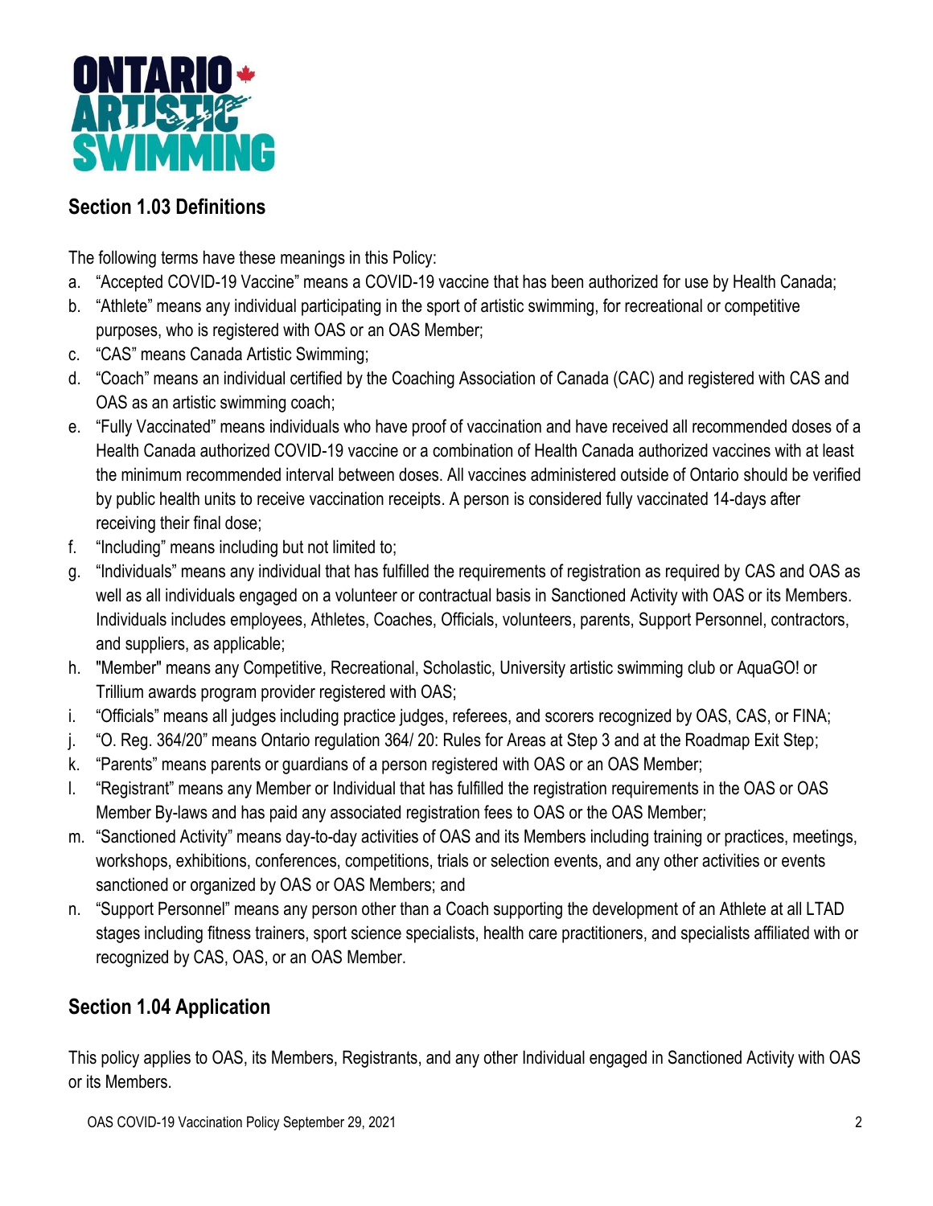## Section 1.03 Definitions

The following terms have these meanings in this Policy:

a. "Accepted COVID-19 Vaccine" means a COVID-19 vaccine that has been authorized for use by Health Canada;
b. "Athlete" means any individual participating in the sport of artistic swimming, for recreational or competitive purposes, who is registered with OAS or an OAS Member;
c. "CAS" means Canada Artistic Swimming;
d. "Coach" means an individual certified by the Coaching Association of Canada (CAC) and registered with CAS and OAS as an artistic swimming coach;
e. "Fully Vaccinated" means individuals who have proof of vaccination and have received all recommended doses of a Health Canada authorized COVID-19 vaccine or a combination of Health Canada authorized vaccines with at least the minimum recommended interval between doses. All vaccines administered outside of Ontario should be verified by public health units to receive vaccination receipts. A person is considered fully vaccinated 14-days after receiving their final dose;
f. "Including" means including but not limited to;
g. "Individuals" means any individual that has fulfilled the requirements of registration as required by CAS and OAS as well as all individuals engaged on a volunteer or contractual basis in Sanctioned Activity with OAS or its Members. Individuals includes employees, Athletes, Coaches, Officials, volunteers, parents, Support Personnel, contractors, and suppliers, as applicable;
h. "Member" means any Competitive, Recreational, Scholastic, University artistic swimming club or AquaGO! or Trillium awards program provider registered with OAS;
i. "Officials" means all judges including practice judges, referees, and scorers recognized by OAS, CAS, or FINA;
j. "O. Reg. 364/20" means Ontario regulation 364/ 20: Rules for Areas at Step 3 and at the Roadmap Exit Step;
k. "Parents" means parents or guardians of a person registered with OAS or an OAS Member;
l. "Registrant" means any Member or Individual that has fulfilled the registration requirements in the OAS or OAS Member By-laws and has paid any associated registration fees to OAS or the OAS Member;
m. "Sanctioned Activity" means day-to-day activities of OAS and its Members including training or practices, meetings, workshops, exhibitions, conferences, competitions, trials or selection events, and any other activities or events sanctioned or organized by OAS or OAS Members; and
n. "Support Personnel" means any person other than a Coach supporting the development of an Athlete at all LTAD stages including fitness trainers, sport science specialists, health care practitioners, and specialists affiliated with or recognized by CAS, OAS, or an OAS Member.

## Section 1.04 Application

This policy applies to OAS, its Members, Registrants, and any other Individual engaged in Sanctioned Activity with OAS or its Members.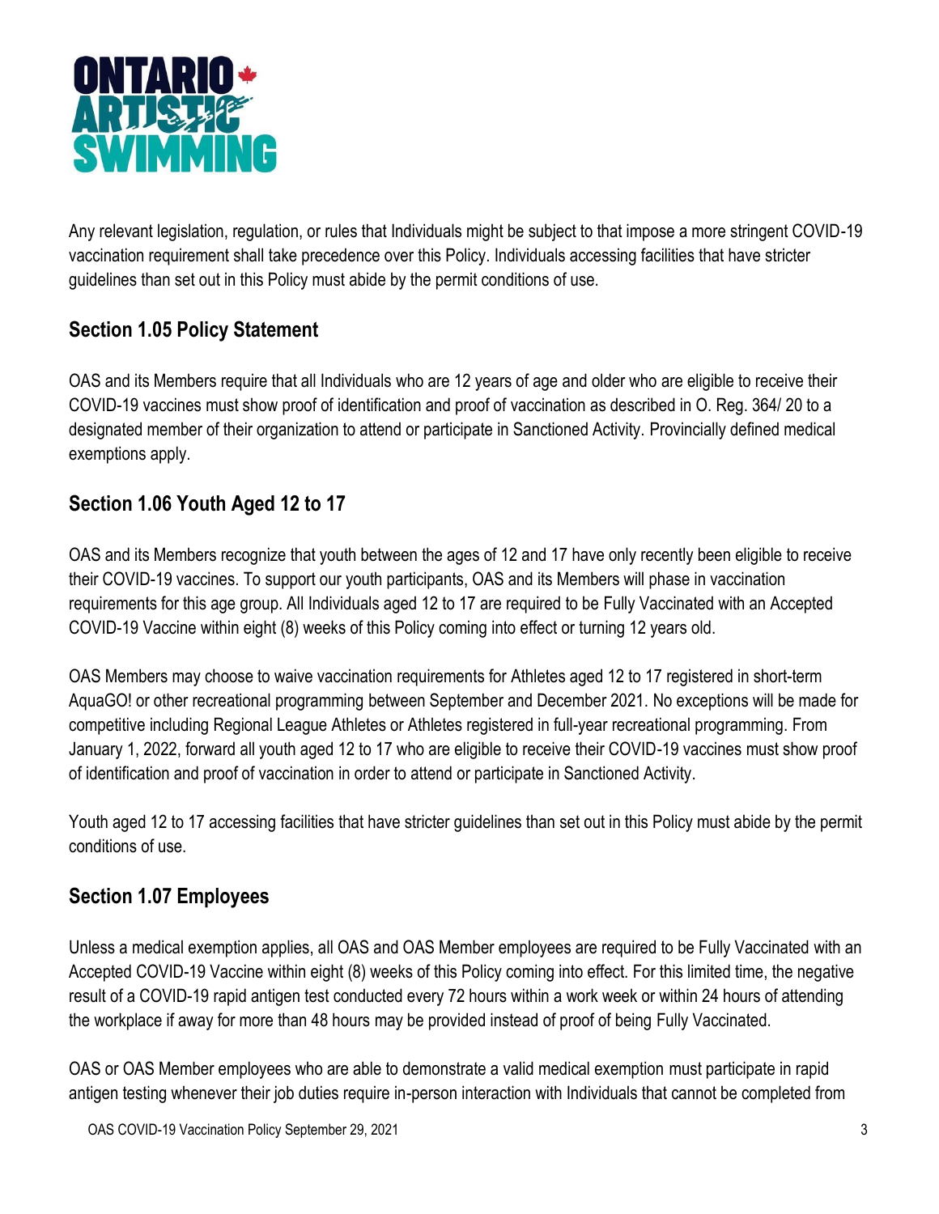Any relevant legislation, regulation, or rules that Individuals might be subject to that impose a more stringent COVID-19 vaccination requirement shall take precedence over this Policy. Individuals accessing facilities that have stricter guidelines than set out in this Policy must abide by the permit conditions of use.

## Section 1.05 Policy Statement

OAS and its Members require that all Individuals who are 12 years of age and older who are eligible to receive their COVID-19 vaccines must show proof of identification and proof of vaccination as described in O. Reg. 364/ 20 to a designated member of their organization to attend or participate in Sanctioned Activity. Provincially defined medical exemptions apply.

## Section 1.06 Youth Aged 12 to 17

OAS and its Members recognize that youth between the ages of 12 and 17 have only recently been eligible to receive their COVID-19 vaccines. To support our youth participants, OAS and its Members will phase in vaccination requirements for this age group. All Individuals aged 12 to 17 are required to be Fully Vaccinated with an Accepted COVID-19 Vaccine within eight (8) weeks of this Policy coming into effect or turning 12 years old.

OAS Members may choose to waive vaccination requirements for Athletes aged 12 to 17 registered in short-term AquaGO! or other recreational programming between September and December 2021. No exceptions will be made for competitive including Regional League Athletes or Athletes registered in full-year recreational programming. From January 1, 2022, forward all youth aged 12 to 17 who are eligible to receive their COVID-19 vaccines must show proof of identification and proof of vaccination in order to attend or participate in Sanctioned Activity.

Youth aged 12 to 17 accessing facilities that have stricter guidelines than set out in this Policy must abide by the permit conditions of use.

## Section 1.07 Employees

Unless a medical exemption applies, all OAS and OAS Member employees are required to be Fully Vaccinated with an Accepted COVID-19 Vaccine within eight (8) weeks of this Policy coming into effect. For this limited time, the negative result of a COVID-19 rapid antigen test conducted every 72 hours within a work week or within 24 hours of attending the workplace if away for more than 48 hours may be provided instead of proof of being Fully Vaccinated.

OAS or OAS Member employees who are able to demonstrate a valid medical exemption must participate in rapid antigen testing whenever their job duties require in-person interaction with Individuals that cannot be completed from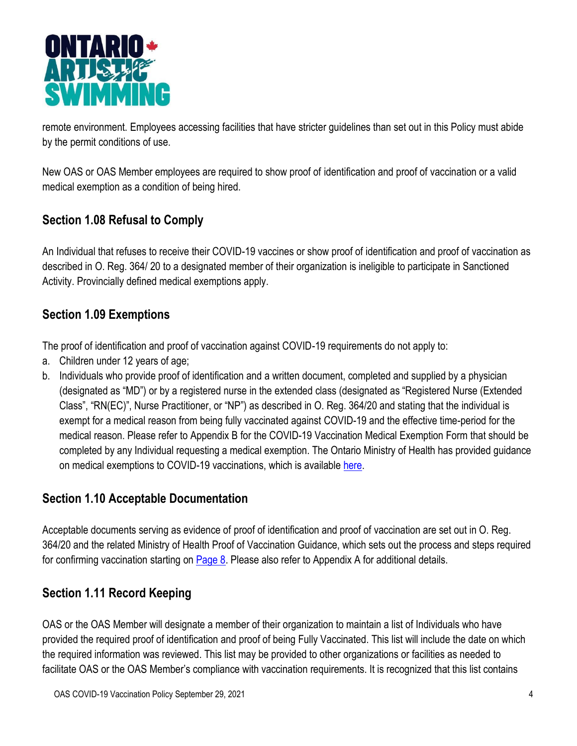remote environment. Employees accessing facilities that have stricter guidelines than set out in this Policy must abide by the permit conditions of use.

New OAS or OAS Member employees are required to show proof of identification and proof of vaccination or a valid medical exemption as a condition of being hired.

## Section 1.08 Refusal to Comply

An Individual that refuses to receive their COVID-19 vaccines or show proof of identification and proof of vaccination as described in O. Reg. 364/ 20 to a designated member of their organization is ineligible to participate in Sanctioned Activity. Provincially defined medical exemptions apply.

## Section 1.09 Exemptions

The proof of identification and proof of vaccination against COVID-19 requirements do not apply to:

a. Children under 12 years of age;
b. Individuals who provide proof of identification and a written document, completed and supplied by a physician (designated as "MD") or by a registered nurse in the extended class (designated as "Registered Nurse (Extended Class", "RN(EC)", Nurse Practitioner, or "NP") as described in O. Reg. 364/20 and stating that the individual is exempt for a medical reason from being fully vaccinated against COVID-19 and the effective time-period for the medical reason. Please refer to Appendix B for the COVID-19 Vaccination Medical Exemption Form that should be completed by any Individual requesting a medical exemption. The Ontario Ministry of Health has provided guidance on medical exemptions to COVID-19 vaccinations, which is available here.

## Section 1.10 Acceptable Documentation

Acceptable documents serving as evidence of proof of identification and proof of vaccination are set out in O. Reg. 364/20 and the related Ministry of Health Proof of Vaccination Guidance, which sets out the process and steps required for confirming vaccination starting on Page 8. Please also refer to Appendix A for additional details.

## Section 1.11 Record Keeping

OAS or the OAS Member will designate a member of their organization to maintain a list of Individuals who have provided the required proof of identification and proof of being Fully Vaccinated. This list will include the date on which the required information was reviewed. This list may be provided to other organizations or facilities as needed to facilitate OAS or the OAS Member's compliance with vaccination requirements. It is recognized that this list contains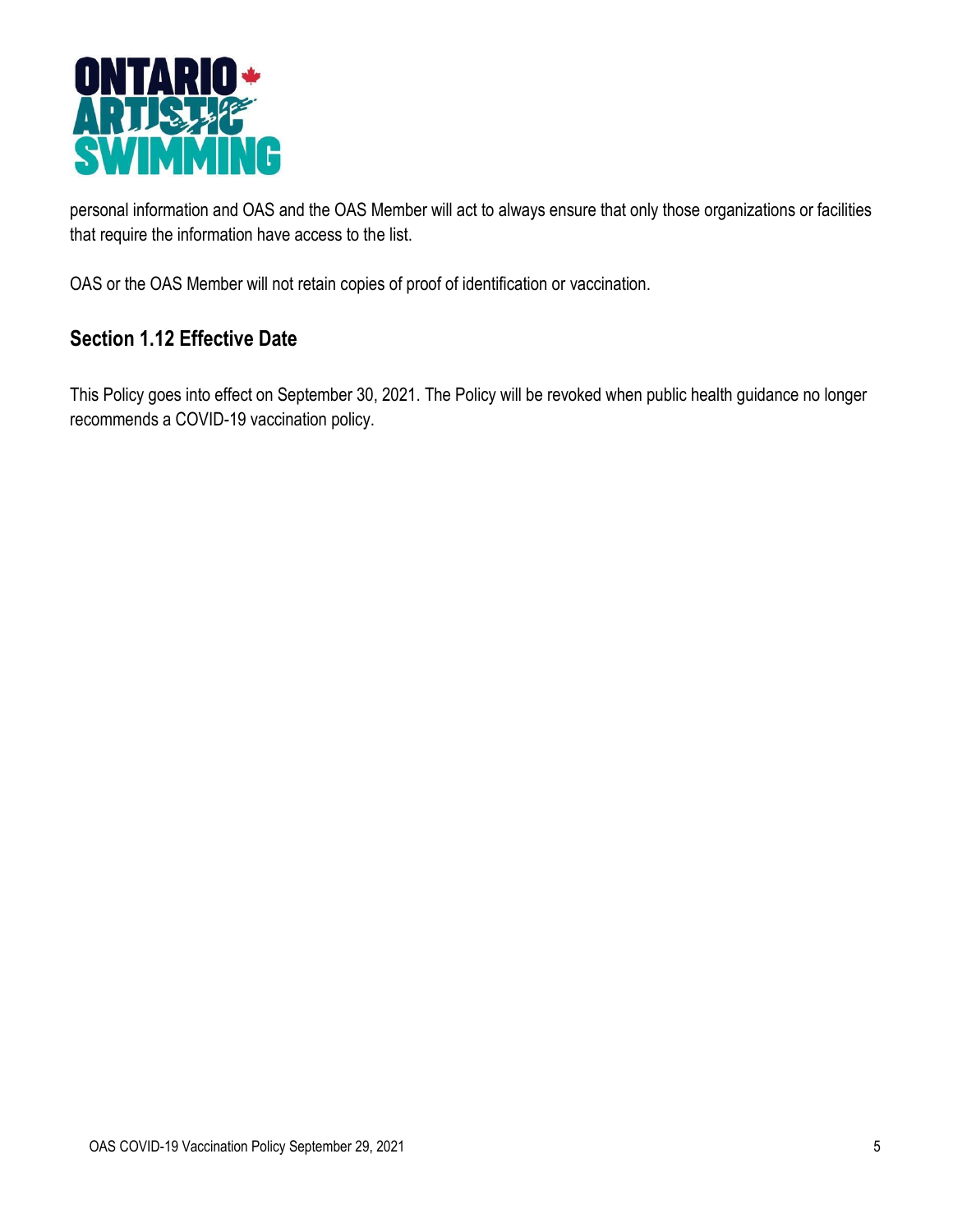personal information and OAS and the OAS Member will act to always ensure that only those organizations or facilities that require the information have access to the list.

OAS or the OAS Member will not retain copies of proof of identification or vaccination.

## Section 1.12 Effective Date

This Policy goes into effect on September 30, 2021. The Policy will be revoked when public health guidance no longer recommends a COVID-19 vaccination policy.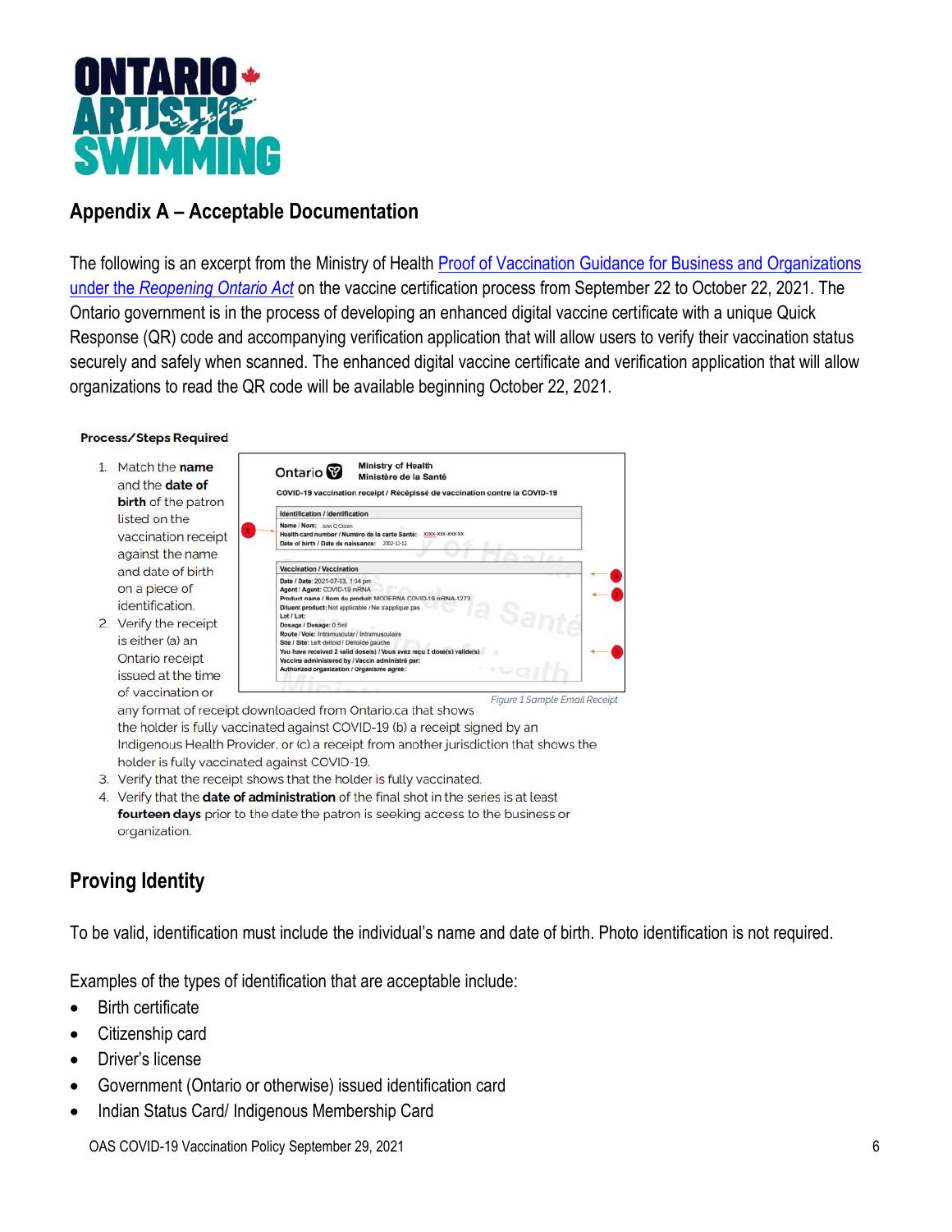## Appendix A – Acceptable Documentation

The following is an excerpt from the Ministry of Health [Proof of Vaccination Guidance for Business and Organizations under the *Reopening Ontario Act*] on the vaccine certification process from September 22 to October 22, 2021. The Ontario government is in the process of developing an enhanced digital vaccine certificate with a unique Quick Response (QR) code and accompanying verification application that will allow users to verify their vaccination status securely and safely when scanned. The enhanced digital vaccine certificate and verification application that will allow organizations to read the QR code will be available beginning October 22, 2021.

**Process/Steps Required**

1. Match the **name** and the **date of birth** of the patron listed on the vaccination receipt against the name and date of birth on a piece of identification.
2. Verify the receipt is either (a) an Ontario receipt issued at the time of vaccination or any format of receipt downloaded from Ontario.ca that shows the holder is fully vaccinated against COVID-19 (b) a receipt signed by an Indigenous Health Provider, or (c) a receipt from another jurisdiction that shows the holder is fully vaccinated against COVID-19.
3. Verify that the receipt shows that the holder is fully vaccinated.
4. Verify that the **date of administration** of the final shot in the series is at least **fourteen days** prior to the date the patron is seeking access to the business or organization.

Ontario | Ministry of Health / Ministère de la Santé

COVID-19 vaccination receipt / Récépissé de vaccination contre la COVID-19

**Identification / identification**
Name / Nom: John Q Citizen
Health card number / Numéro de la carte Santé: XXXX-XXX-XXX-XX
Date of birth / Date de naissance: 2002-12-12

**Vaccination / Vaccination**
Date / Date: 2021-07-03, 1:34 pm
Agent / Agent: COVID-19 mRNA
Product name / Nom du produit: MODERNA COVID-19 mRNA-1273
Diluent product: Not applicable / Ne s'applique pas
Lot / Lot:
Dosage / Dosage: 0.5ml
Route / Voie: Intramuscular / Intramusculaire
Site / Site: Left deltoid / Deltoïde gauche
You have received 2 valid dose(s) / Vous avez reçu 2 dose(s) valide(s)
Vaccine administered by / Vaccin administré par:
Authorized organization / Organisme agréé:

*Figure 1 Sample Email Receipt*

## Proving Identity

To be valid, identification must include the individual's name and date of birth. Photo identification is not required.

Examples of the types of identification that are acceptable include:

- Birth certificate
- Citizenship card
- Driver's license
- Government (Ontario or otherwise) issued identification card
- Indian Status Card/ Indigenous Membership Card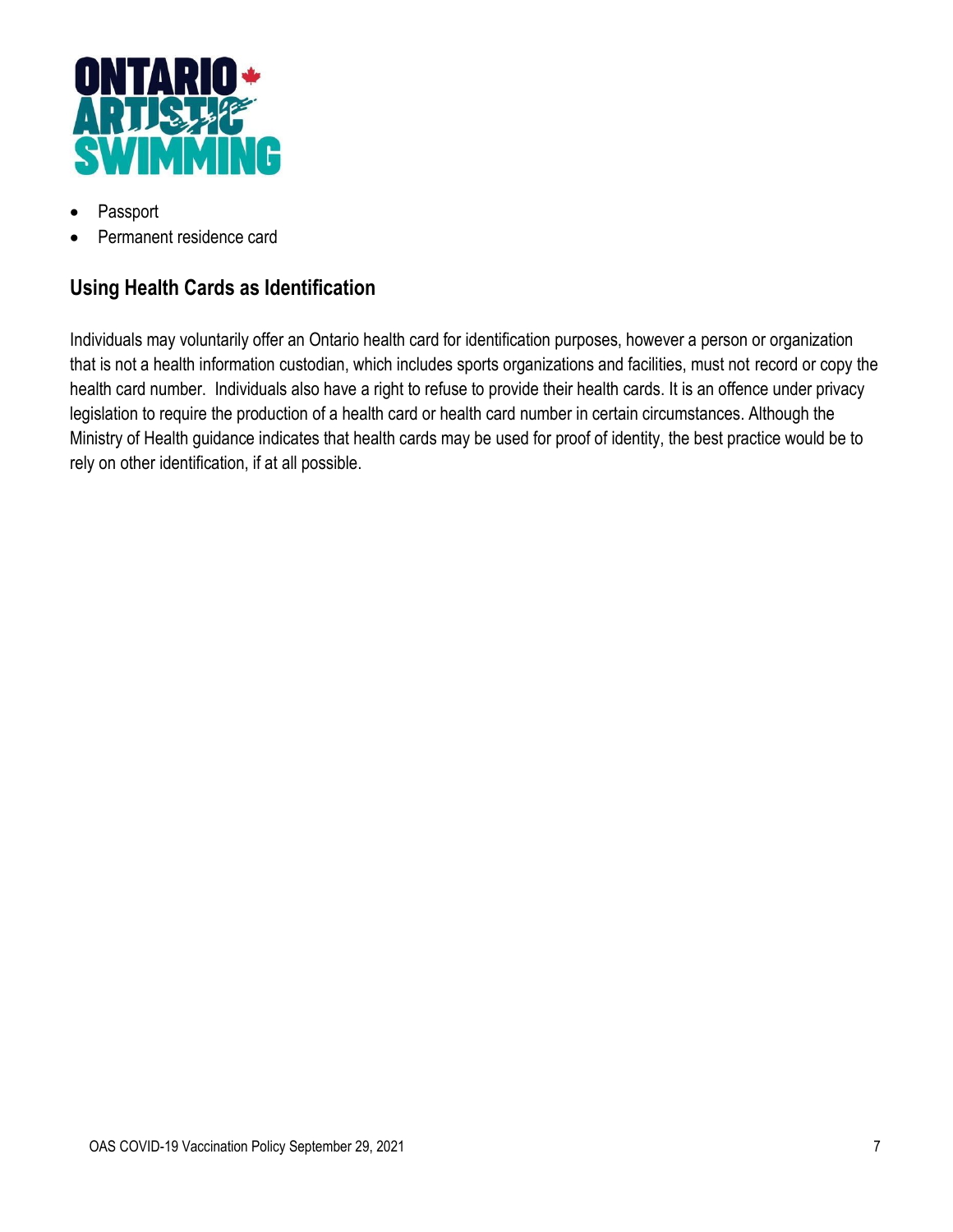- Passport
- Permanent residence card

## Using Health Cards as Identification

Individuals may voluntarily offer an Ontario health card for identification purposes, however a person or organization that is not a health information custodian, which includes sports organizations and facilities, must not record or copy the health card number. Individuals also have a right to refuse to provide their health cards. It is an offence under privacy legislation to require the production of a health card or health card number in certain circumstances. Although the Ministry of Health guidance indicates that health cards may be used for proof of identity, the best practice would be to rely on other identification, if at all possible.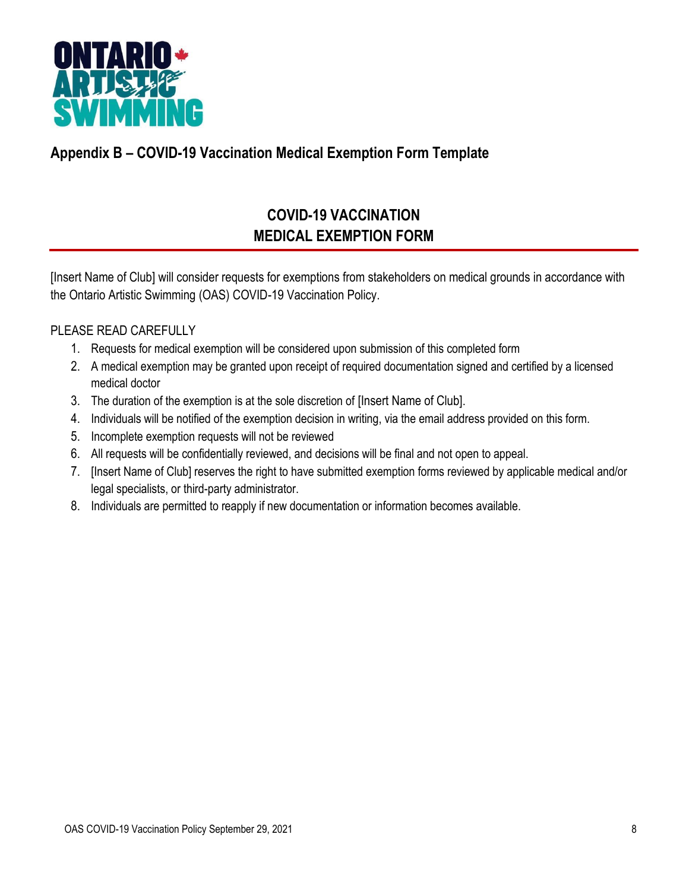## Appendix B – COVID-19 Vaccination Medical Exemption Form Template

### COVID-19 VACCINATION MEDICAL EXEMPTION FORM

[Insert Name of Club] will consider requests for exemptions from stakeholders on medical grounds in accordance with the Ontario Artistic Swimming (OAS) COVID-19 Vaccination Policy.

PLEASE READ CAREFULLY

1. Requests for medical exemption will be considered upon submission of this completed form
2. A medical exemption may be granted upon receipt of required documentation signed and certified by a licensed medical doctor
3. The duration of the exemption is at the sole discretion of [Insert Name of Club].
4. Individuals will be notified of the exemption decision in writing, via the email address provided on this form.
5. Incomplete exemption requests will not be reviewed
6. All requests will be confidentially reviewed, and decisions will be final and not open to appeal.
7. [Insert Name of Club] reserves the right to have submitted exemption forms reviewed by applicable medical and/or legal specialists, or third-party administrator.
8. Individuals are permitted to reapply if new documentation or information becomes available.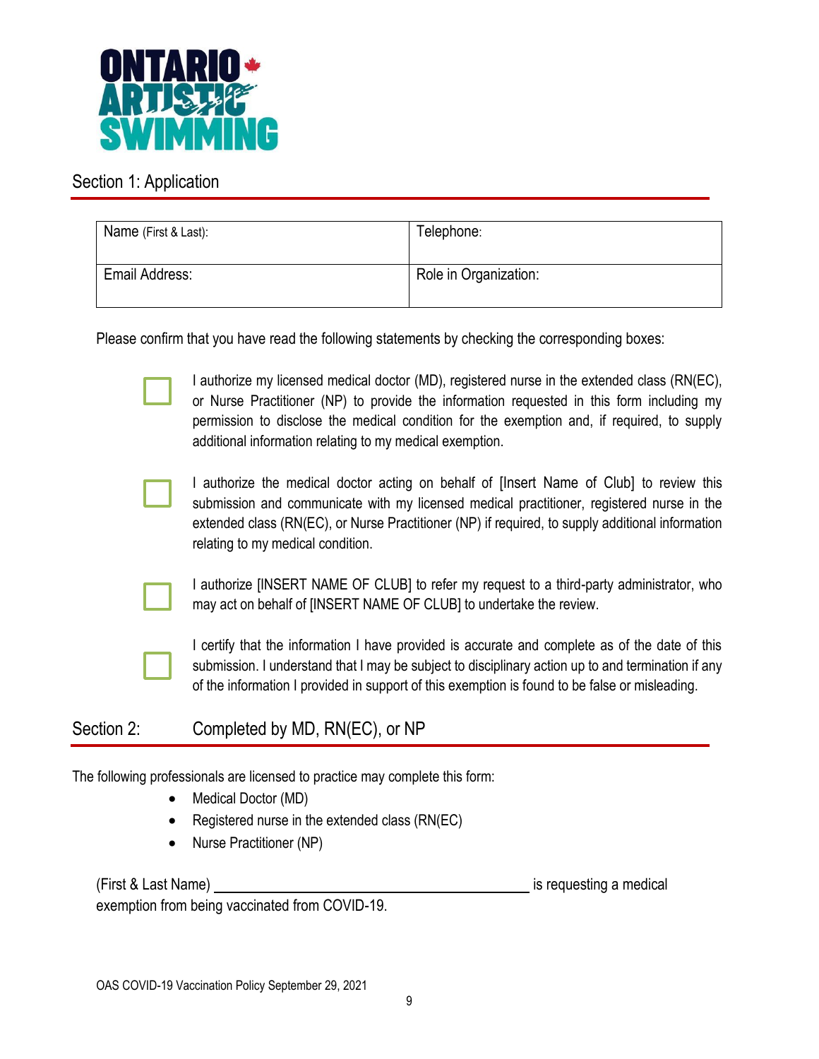## Section 1: Application

| Name (First & Last): | Telephone: |
| --- | --- |
| Email Address: | Role in Organization: |

Please confirm that you have read the following statements by checking the corresponding boxes:

- ☐ I authorize my licensed medical doctor (MD), registered nurse in the extended class (RN(EC), or Nurse Practitioner (NP) to provide the information requested in this form including my permission to disclose the medical condition for the exemption and, if required, to supply additional information relating to my medical exemption.
- ☐ I authorize the medical doctor acting on behalf of [Insert Name of Club] to review this submission and communicate with my licensed medical practitioner, registered nurse in the extended class (RN(EC), or Nurse Practitioner (NP) if required, to supply additional information relating to my medical condition.
- ☐ I authorize [INSERT NAME OF CLUB] to refer my request to a third-party administrator, who may act on behalf of [INSERT NAME OF CLUB] to undertake the review.
- ☐ I certify that the information I have provided is accurate and complete as of the date of this submission. I understand that I may be subject to disciplinary action up to and termination if any of the information I provided in support of this exemption is found to be false or misleading.

## Section 2: Completed by MD, RN(EC), or NP

The following professionals are licensed to practice may complete this form:

- Medical Doctor (MD)
- Registered nurse in the extended class (RN(EC)
- Nurse Practitioner (NP)

(First & Last Name) ______________________________ is requesting a medical exemption from being vaccinated from COVID-19.

OAS COVID-19 Vaccination Policy September 29, 2021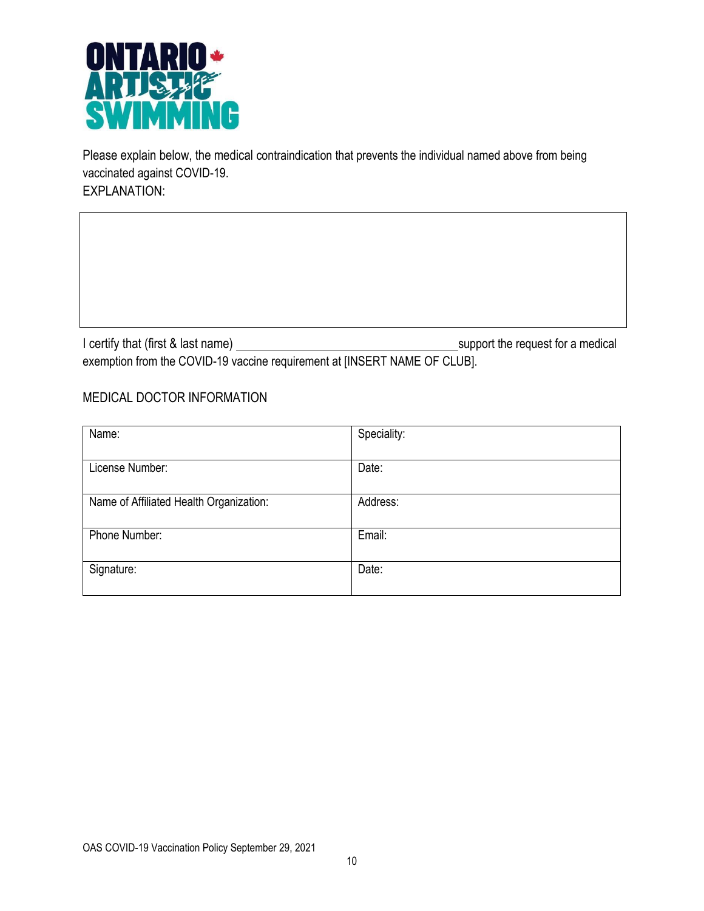Please explain below, the medical contraindication that prevents the individual named above from being vaccinated against COVID-19.
EXPLANATION:

| |
|---|
| |

I certify that (first & last name) ___________________________________ support the request for a medical exemption from the COVID-19 vaccine requirement at [INSERT NAME OF CLUB].

MEDICAL DOCTOR INFORMATION

| | |
|---|---|
| Name: | Speciality: |
| License Number: | Date: |
| Name of Affiliated Health Organization: | Address: |
| Phone Number: | Email: |
| Signature: | Date: |